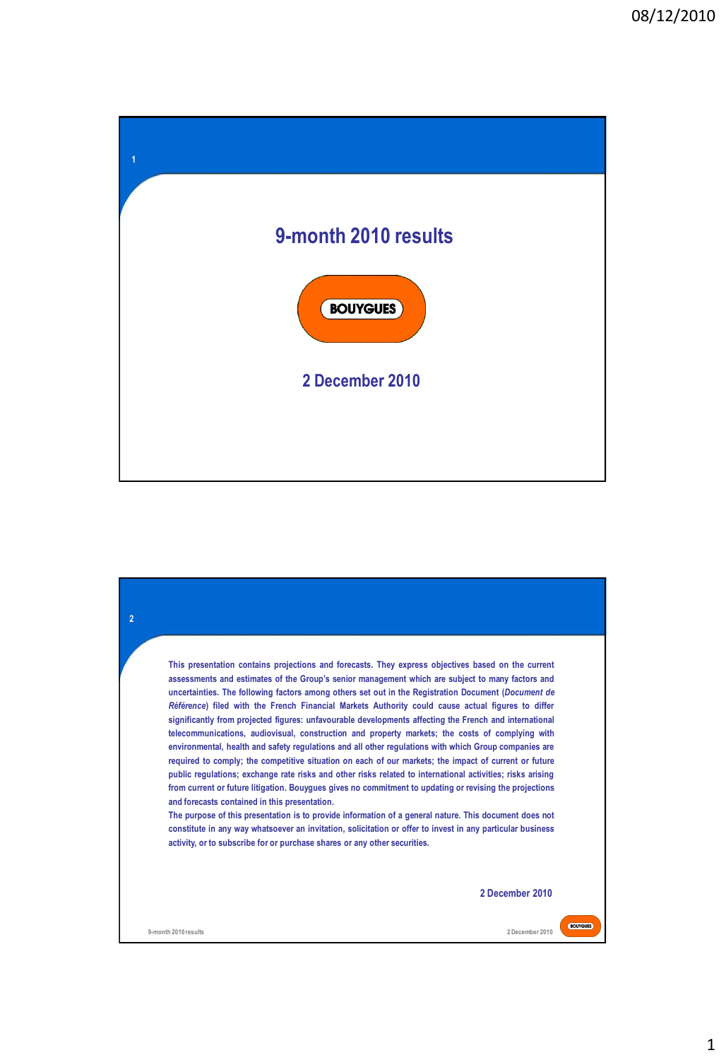# 9-month 2010 results

BOUYGUES

2 December 2010

This presentation contains projections and forecasts. They express objectives based on the current assessments and estimates of the Group's senior management which are subject to many factors and uncertainties. The following factors among others set out in the Registration Document (*Document de Référence*) filed with the French Financial Markets Authority could cause actual figures to differ significantly from projected figures: unfavourable developments affecting the French and international telecommunications, audiovisual, construction and property markets; the costs of complying with environmental, health and safety regulations and all other regulations with which Group companies are required to comply; the competitive situation on each of our markets; the impact of current or future public regulations; exchange rate risks and other risks related to international activities; risks arising from current or future litigation. Bouygues gives no commitment to updating or revising the projections and forecasts contained in this presentation.

The purpose of this presentation is to provide information of a general nature. This document does not constitute in any way whatsoever an invitation, solicitation or offer to invest in any particular business activity, or to subscribe for or purchase shares or any other securities.

2 December 2010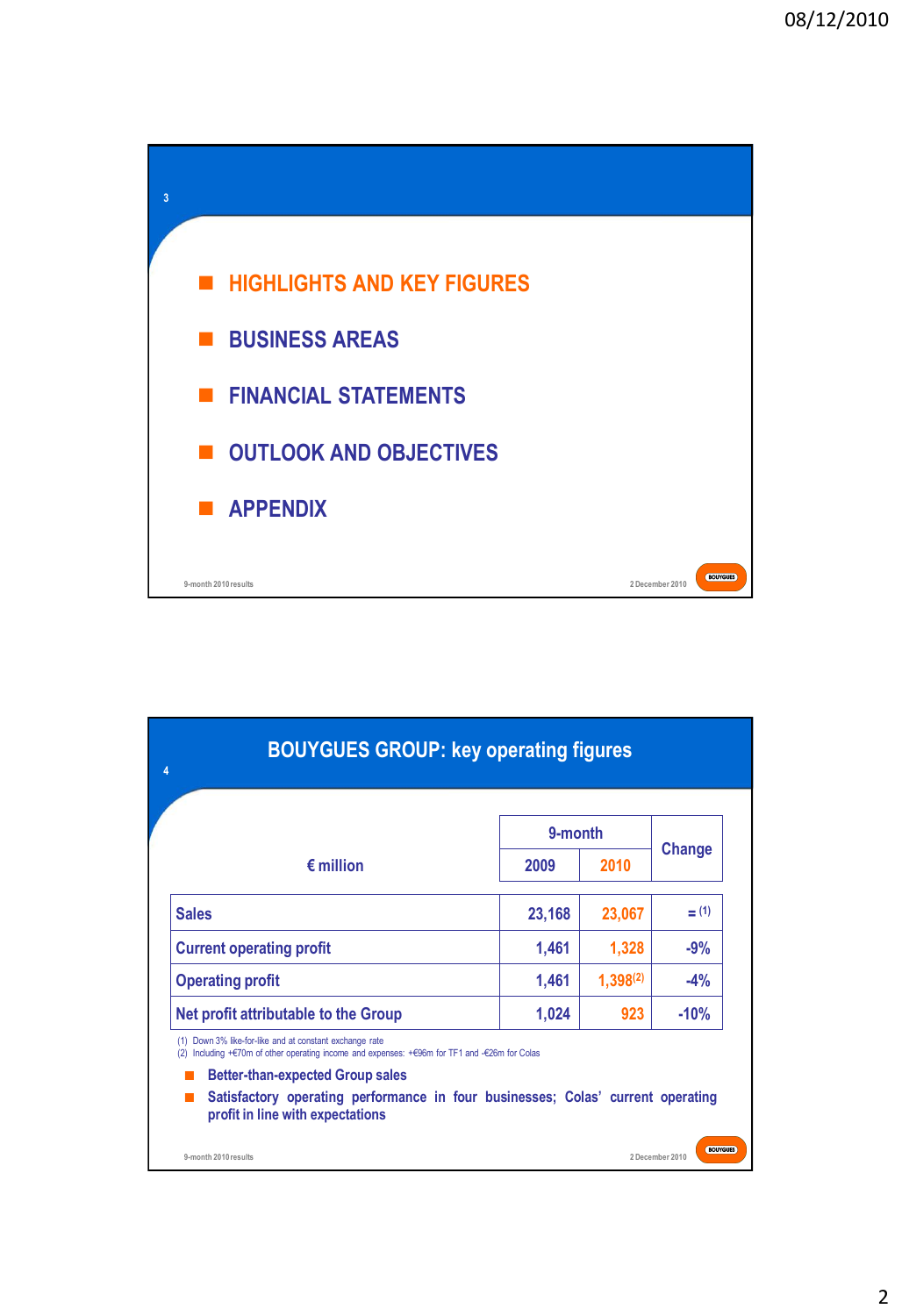- HIGHLIGHTS AND KEY FIGURES
- BUSINESS AREAS
- FINANCIAL STATEMENTS
- OUTLOOK AND OBJECTIVES
- APPENDIX

## BOUYGUES GROUP: key operating figures

| € million | 9-month 2009 | 9-month 2010 | Change |
|---|---|---|---|
| Sales | 23,168 | 23,067 | = (1) |
| Current operating profit | 1,461 | 1,328 | -9% |
| Operating profit | 1,461 | 1,398 (2) | -4% |
| Net profit attributable to the Group | 1,024 | 923 | -10% |

(1) Down 3% like-for-like and at constant exchange rate
(2) Including +€70m of other operating income and expenses: +€96m for TF1 and -€26m for Colas

- Better-than-expected Group sales
- Satisfactory operating performance in four businesses; Colas' current operating profit in line with expectations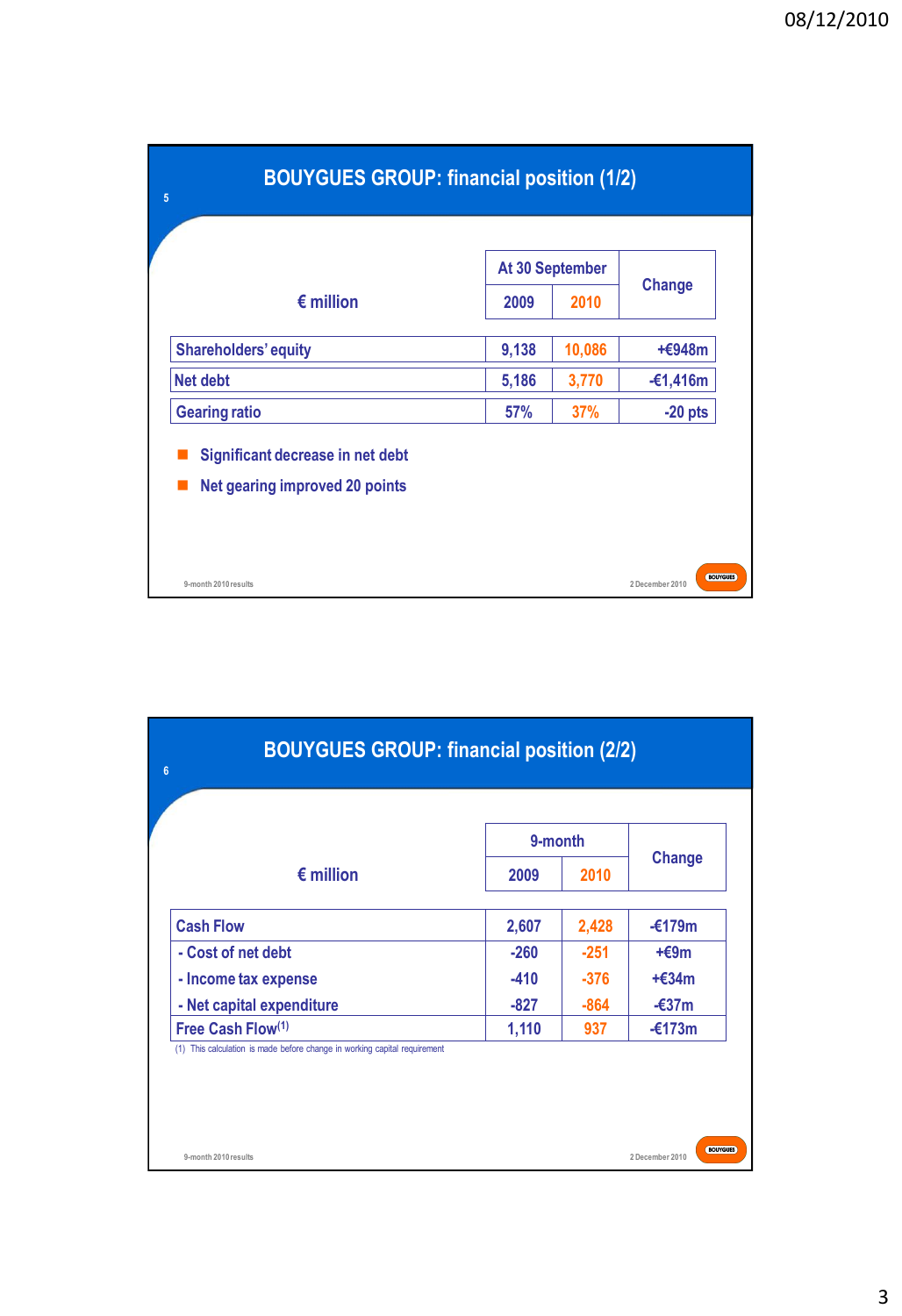## BOUYGUES GROUP: financial position (1/2)

| € million | At 30 September | | Change |
|---|---|---|---|
| | 2009 | 2010 | |
| Shareholders' equity | 9,138 | 10,086 | +€948m |
| Net debt | 5,186 | 3,770 | -€1,416m |
| Gearing ratio | 57% | 37% | -20 pts |

- Significant decrease in net debt
- Net gearing improved 20 points

## BOUYGUES GROUP: financial position (2/2)

| € million | 9-month | | Change |
|---|---|---|---|
| | 2009 | 2010 | |
| Cash Flow | 2,607 | 2,428 | -€179m |
| - Cost of net debt | -260 | -251 | +€9m |
| - Income tax expense | -410 | -376 | +€34m |
| - Net capital expenditure | -827 | -864 | -€37m |
| Free Cash Flow[1] | 1,110 | 937 | -€173m |

(1) This calculation is made before change in working capital requirement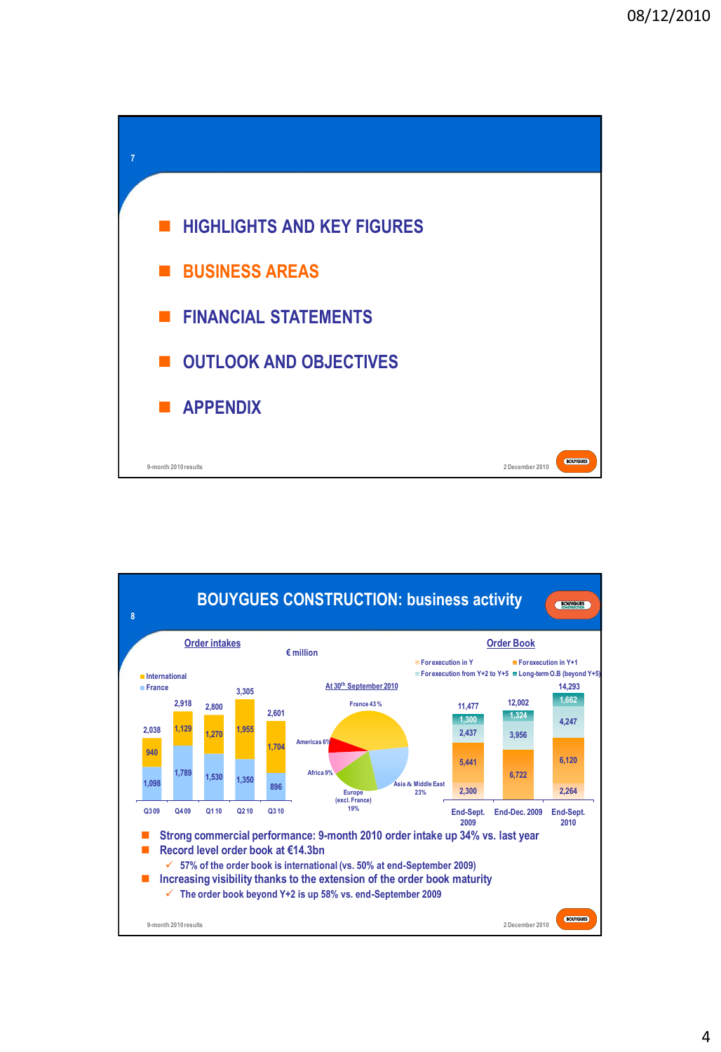## Slide 7

- HIGHLIGHTS AND KEY FIGURES
- BUSINESS AREAS
- FINANCIAL STATEMENTS
- OUTLOOK AND OBJECTIVES
- APPENDIX

## Slide 8

# BOUYGUES CONSTRUCTION: business activity

**Order intakes** (€ million)

| | Q3 09 | Q4 09 | Q1 10 | Q2 10 | Q3 10 |
|---|---|---|---|---|---|
| International | 940 | 1,129 | 1,270 | 1,955 | 1,704 |
| France | 1,098 | 1,789 | 1,530 | 1,350 | 896 |
| Total | 2,038 | 2,918 | 2,800 | 3,305 | 2,601 |

**At 30th September 2010**

| Region | Share |
|---|---|
| France | 43% |
| Europe (excl. France) | 19% |
| Asia & Middle East | 23% |
| Africa | 9% |
| Americas | 6% |

**Order Book**

| | End-Sept. 2009 | End-Dec. 2009 | End-Sept. 2010 |
|---|---|---|---|
| For execution in Y | 2,300 | | 2,264 |
| For execution in Y+1 | 5,441 | 6,722 | 6,120 |
| For execution from Y+2 to Y+5 | 2,437 | 3,956 | 4,247 |
| Long-term O.B (beyond Y+5) | 1,300 | 1,324 | 1,662 |
| Total | 11,477 | 12,002 | 14,293 |

- Strong commercial performance: 9-month 2010 order intake up 34% vs. last year
- Record level order book at €14.3bn
  - ✓ 57% of the order book is international (vs. 50% at end-September 2009)
- Increasing visibility thanks to the extension of the order book maturity
  - ✓ The order book beyond Y+2 is up 58% vs. end-September 2009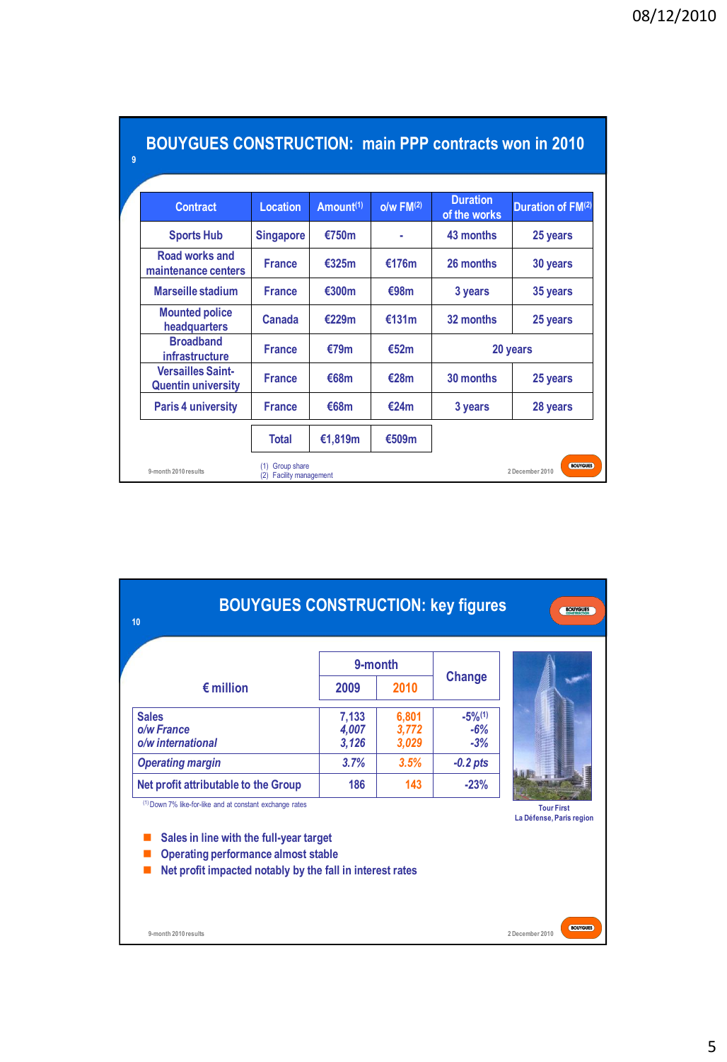# BOUYGUES CONSTRUCTION: main PPP contracts won in 2010

| Contract | Location | Amount[1] | o/w FM[2] | Duration of the works | Duration of FM[2] |
|---|---|---|---|---|---|
| Sports Hub | Singapore | €750m | - | 43 months | 25 years |
| Road works and maintenance centers | France | €325m | €176m | 26 months | 30 years |
| Marseille stadium | France | €300m | €98m | 3 years | 35 years |
| Mounted police headquarters | Canada | €229m | €131m | 32 months | 25 years |
| Broadband infrastructure | France | €79m | €52m | 20 years | |
| Versailles Saint-Quentin university | France | €68m | €28m | 30 months | 25 years |
| Paris 4 university | France | €68m | €24m | 3 years | 28 years |
| | Total | €1,819m | €509m | | |

(1) Group share
(2) Facility management

# BOUYGUES CONSTRUCTION: key figures

| € million | 9-month 2009 | 9-month 2010 | Change |
|---|---|---|---|
| Sales | 7,133 | 6,801 | -5%[1] |
| *o/w France* | *4,007* | *3,772* | *-6%* |
| *o/w international* | *3,126* | *3,029* | *-3%* |
| *Operating margin* | *3.7%* | *3.5%* | *-0.2 pts* |
| Net profit attributable to the Group | 186 | 143 | -23% |

[1] Down 7% like-for-like and at constant exchange rates

Tour First
La Défense, Paris region

- Sales in line with the full-year target
- Operating performance almost stable
- Net profit impacted notably by the fall in interest rates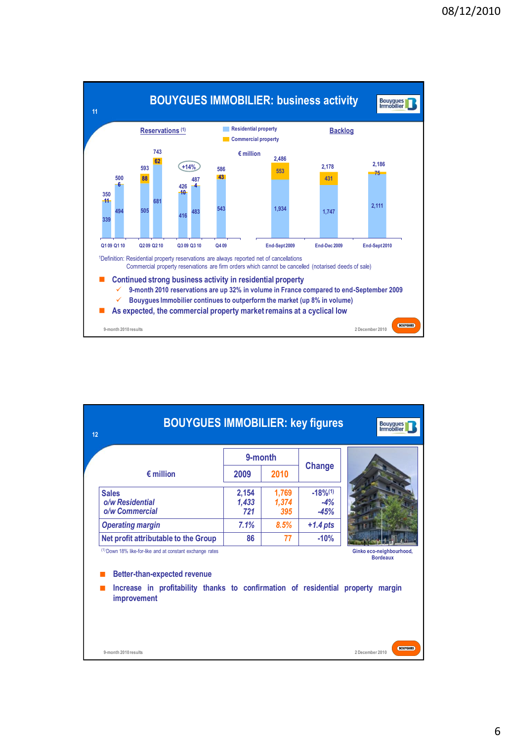## BOUYGUES IMMOBILIER: business activity

**Reservations** [1]

| € million | Q1 09 | Q1 10 | Q2 09 | Q2 10 | Q3 09 | Q3 10 | Q4 09 |
|---|---|---|---|---|---|---|---|
| Residential property | 339 | 494 | 505 | 681 | 416 | 483 | 543 |
| Commercial property | 11 | 6 | 88 | 62 | 10 | 4 | 43 |
| Total | 350 | 500 | 593 | 743 | 426 | 487 | 586 |

+14%

**Backlog**

| € million | End-Sept 2009 | End-Dec 2009 | End-Sept 2010 |
|---|---|---|---|
| Residential property | 1,934 | 1,747 | 2,111 |
| Commercial property | 553 | 431 | 75 |
| Total | 2,486 | 2,178 | 2,186 |

[1] Definition: Residential property reservations are always reported net of cancellations
Commercial property reservations are firm orders which cannot be cancelled (notarised deeds of sale)

- **Continued strong business activity in residential property**
  - ✓ 9-month 2010 reservations are up 32% in volume in France compared to end-September 2009
  - ✓ Bouygues Immobilier continues to outperform the market (up 8% in volume)
- **As expected, the commercial property market remains at a cyclical low**

## BOUYGUES IMMOBILIER: key figures

| € million | 9-month 2009 | 9-month 2010 | Change |
|---|---|---|---|
| **Sales** | 2,154 | 1,769 | -18%[1] |
| *o/w Residential* | *1,433* | *1,374* | *-4%* |
| *o/w Commercial* | *721* | *395* | *-45%* |
| *Operating margin* | *7.1%* | *8.5%* | *+1.4 pts* |
| **Net profit attributable to the Group** | 86 | 77 | -10% |

[1] Down 18% like-for-like and at constant exchange rates

Ginko eco-neighbourhood, Bordeaux

- **Better-than-expected revenue**
- **Increase in profitability thanks to confirmation of residential property margin improvement**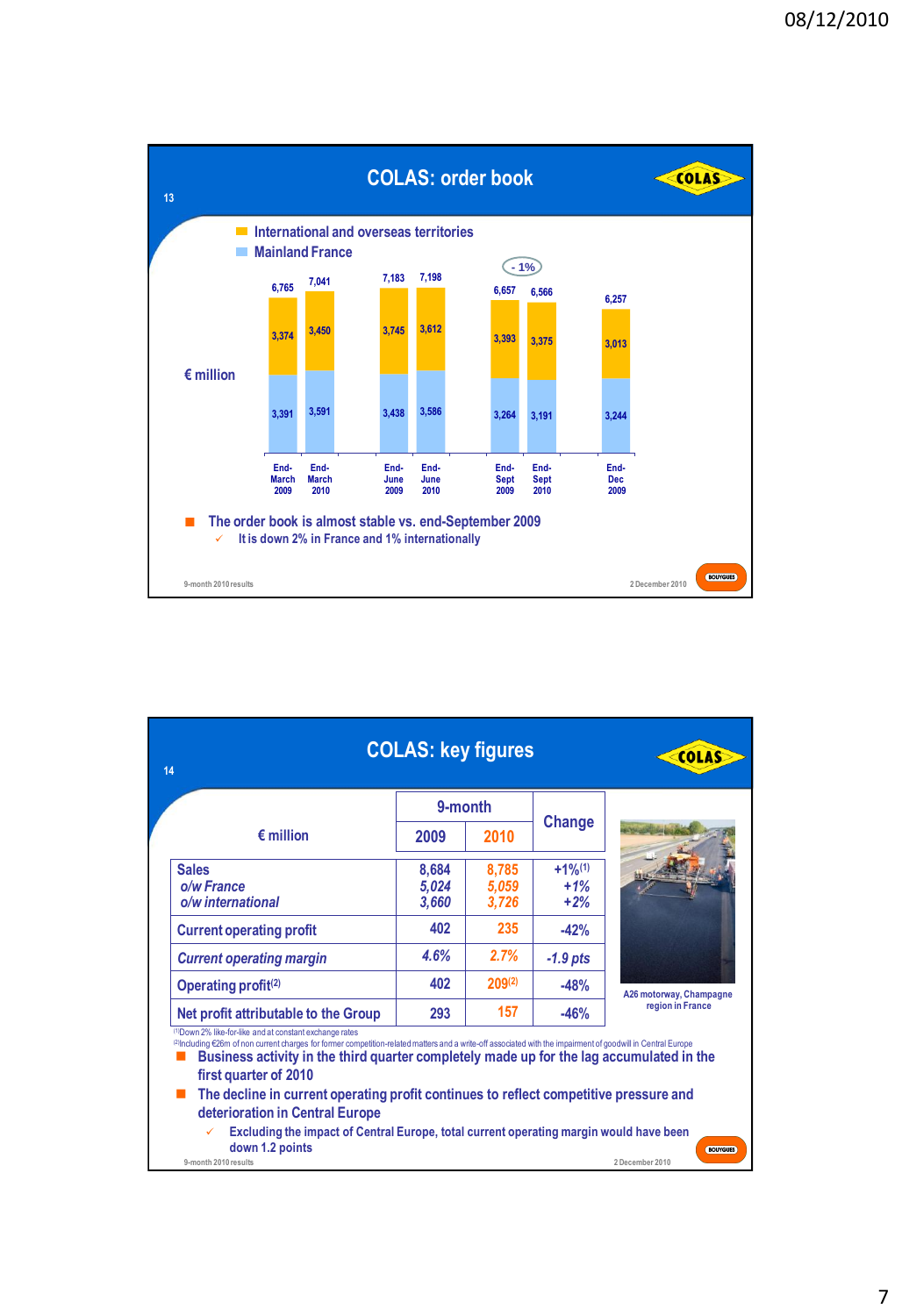## COLAS: order book

International and overseas territories
Mainland France

€ million

| | End-March 2009 | End-March 2010 | End-June 2009 | End-June 2010 | End-Sept 2009 | End-Sept 2010 | End-Dec 2009 |
|---|---|---|---|---|---|---|---|
| International and overseas territories | 3,374 | 3,450 | 3,745 | 3,612 | 3,393 | 3,375 | 3,013 |
| Mainland France | 3,391 | 3,591 | 3,438 | 3,586 | 3,264 | 3,191 | 3,244 |
| Total | 6,765 | 7,041 | 7,183 | 7,198 | 6,657 | 6,566 | 6,257 |

- 1% (End-Sept 2009 to End-Sept 2010)

- The order book is almost stable vs. end-September 2009
  - ✓ It is down 2% in France and 1% internationally

## COLAS: key figures

| € million | 9-month 2009 | 9-month 2010 | Change |
|---|---|---|---|
| Sales | 8,684 | 8,785 | +1%(1) |
| *o/w France* | *5,024* | *5,059* | *+1%* |
| *o/w international* | *3,660* | *3,726* | *+2%* |
| Current operating profit | 402 | 235 | -42% |
| *Current operating margin* | *4.6%* | *2.7%* | *-1.9 pts* |
| Operating profit(2) | 402 | 209(2) | -48% |
| Net profit attributable to the Group | 293 | 157 | -46% |

(1) Down 2% like-for-like and at constant exchange rates
(2) Including €26m of non current charges for former competition-related matters and a write-off associated with the impairment of goodwill in Central Europe

A26 motorway, Champagne region in France

- Business activity in the third quarter completely made up for the lag accumulated in the first quarter of 2010
- The decline in current operating profit continues to reflect competitive pressure and deterioration in Central Europe
  - ✓ Excluding the impact of Central Europe, total current operating margin would have been down 1.2 points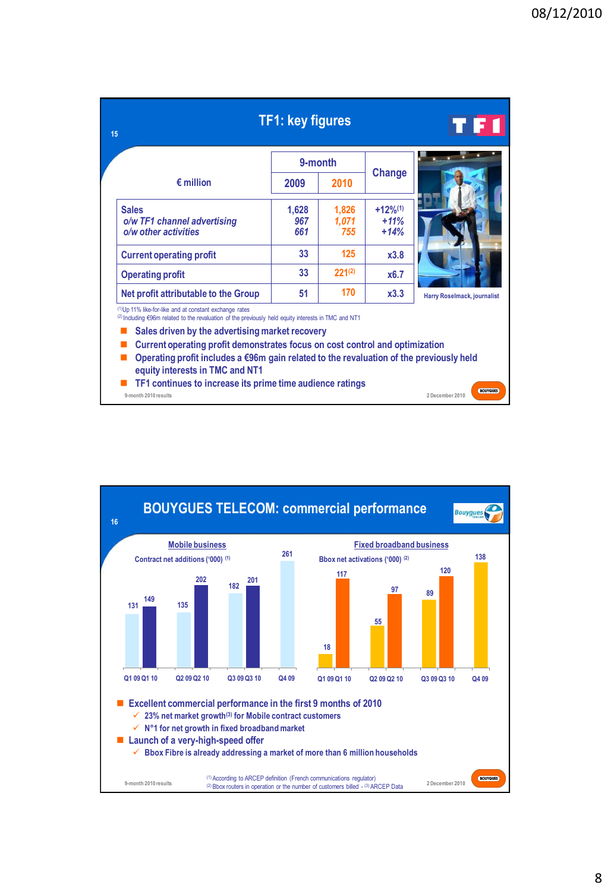## TF1: key figures

| € million | 9-month 2009 | 9-month 2010 | Change |
|---|---|---|---|
| Sales | 1,628 | 1,826 | +12%[1] |
| *o/w TF1 channel advertising* | *967* | *1,071* | *+11%* |
| *o/w other activities* | *661* | *755* | *+14%* |
| Current operating profit | 33 | 125 | x3.8 |
| Operating profit | 33 | 221[2] | x6.7 |
| Net profit attributable to the Group | 51 | 170 | x3.3 |

Harry Roselmack, journalist

[1] Up 11% like-for-like and at constant exchange rates
[2] Including €96m related to the revaluation of the previously held equity interests in TMC and NT1

- Sales driven by the advertising market recovery
- Current operating profit demonstrates focus on cost control and optimization
- Operating profit includes a €96m gain related to the revaluation of the previously held equity interests in TMC and NT1
- TF1 continues to increase its prime time audience ratings

9-month 2010 results — 2 December 2010

## BOUYGUES TELECOM: commercial performance

**Mobile business**

Contract net additions ('000) [1]

| | 2009 | 2010 |
|---|---|---|
| Q1 | 131 | 149 |
| Q2 | 135 | 202 |
| Q3 | 182 | 201 |
| Q4 | 261 | |

**Fixed broadband business**

Bbox net activations ('000) [2]

| | 2009 | 2010 |
|---|---|---|
| Q1 | 18 | 117 |
| Q2 | 55 | 97 |
| Q3 | 89 | 120 |
| Q4 | 138 | |

- Excellent commercial performance in the first 9 months of 2010
  - ✓ 23% net market growth[3] for Mobile contract customers
  - ✓ N°1 for net growth in fixed broadband market
- Launch of a very-high-speed offer
  - ✓ Bbox Fibre is already addressing a market of more than 6 million households

[1] According to ARCEP definition (French communications regulator)
[2] Bbox routers in operation or the number of customers billed - [3] ARCEP Data

9-month 2010 results — 2 December 2010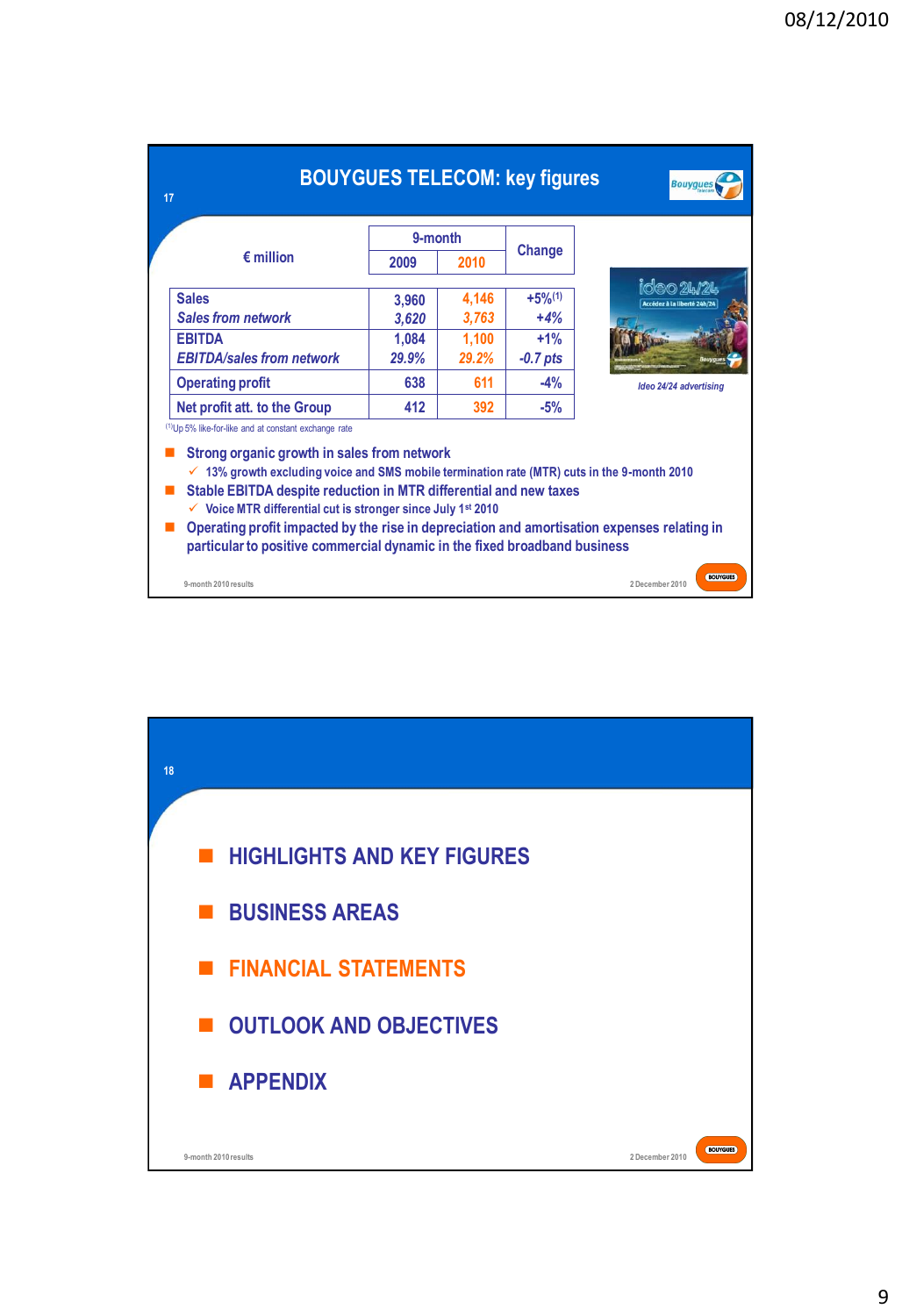## BOUYGUES TELECOM: key figures

| € million | 9-month 2009 | 9-month 2010 | Change |
|---|---|---|---|
| Sales | 3,960 | 4,146 | +5%[1] |
| *Sales from network* | *3,620* | *3,763* | *+4%* |
| EBITDA | 1,084 | 1,100 | +1% |
| *EBITDA/sales from network* | *29.9%* | *29.2%* | *-0.7 pts* |
| Operating profit | 638 | 611 | -4% |
| Net profit att. to the Group | 412 | 392 | -5% |

[1] Up 5% like-for-like and at constant exchange rate

*Ideo 24/24 advertising*

- Strong organic growth in sales from network
  - ✓ 13% growth excluding voice and SMS mobile termination rate (MTR) cuts in the 9-month 2010
- Stable EBITDA despite reduction in MTR differential and new taxes
  - ✓ Voice MTR differential cut is stronger since July 1st 2010
- Operating profit impacted by the rise in depreciation and amortisation expenses relating in particular to positive commercial dynamic in the fixed broadband business

---

- HIGHLIGHTS AND KEY FIGURES
- BUSINESS AREAS
- FINANCIAL STATEMENTS
- OUTLOOK AND OBJECTIVES
- APPENDIX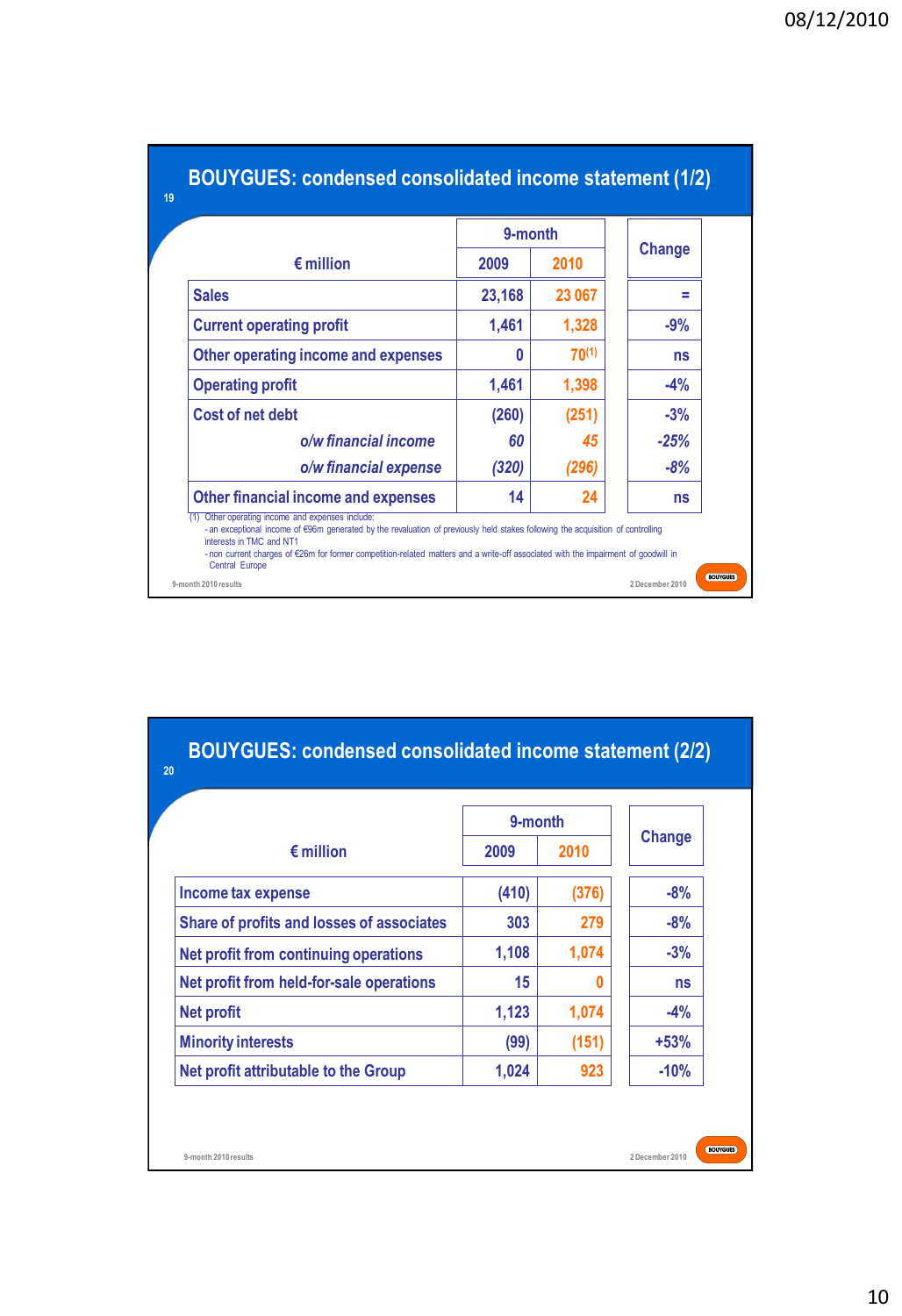## BOUYGUES: condensed consolidated income statement (1/2)

| € million | 9-month 2009 | 9-month 2010 | Change |
|---|---|---|---|
| Sales | 23,168 | 23 067 | = |
| Current operating profit | 1,461 | 1,328 | -9% |
| Other operating income and expenses | 0 | 70[1] | ns |
| Operating profit | 1,461 | 1,398 | -4% |
| Cost of net debt | (260) | (251) | -3% |
| *o/w financial income* | *60* | *45* | *-25%* |
| *o/w financial expense* | *(320)* | *(296)* | *-8%* |
| Other financial income and expenses | 14 | 24 | ns |

(1) Other operating income and expenses include:
- an exceptional income of €96m generated by the revaluation of previously held stakes following the acquisition of controlling interests in TMC and NT1
- non current charges of €26m for former competition-related matters and a write-off associated with the impairment of goodwill in Central Europe

9-month 2010 results — 2 December 2010

## BOUYGUES: condensed consolidated income statement (2/2)

| € million | 9-month 2009 | 9-month 2010 | Change |
|---|---|---|---|
| Income tax expense | (410) | (376) | -8% |
| Share of profits and losses of associates | 303 | 279 | -8% |
| Net profit from continuing operations | 1,108 | 1,074 | -3% |
| Net profit from held-for-sale operations | 15 | 0 | ns |
| Net profit | 1,123 | 1,074 | -4% |
| Minority interests | (99) | (151) | +53% |
| Net profit attributable to the Group | 1,024 | 923 | -10% |

9-month 2010 results — 2 December 2010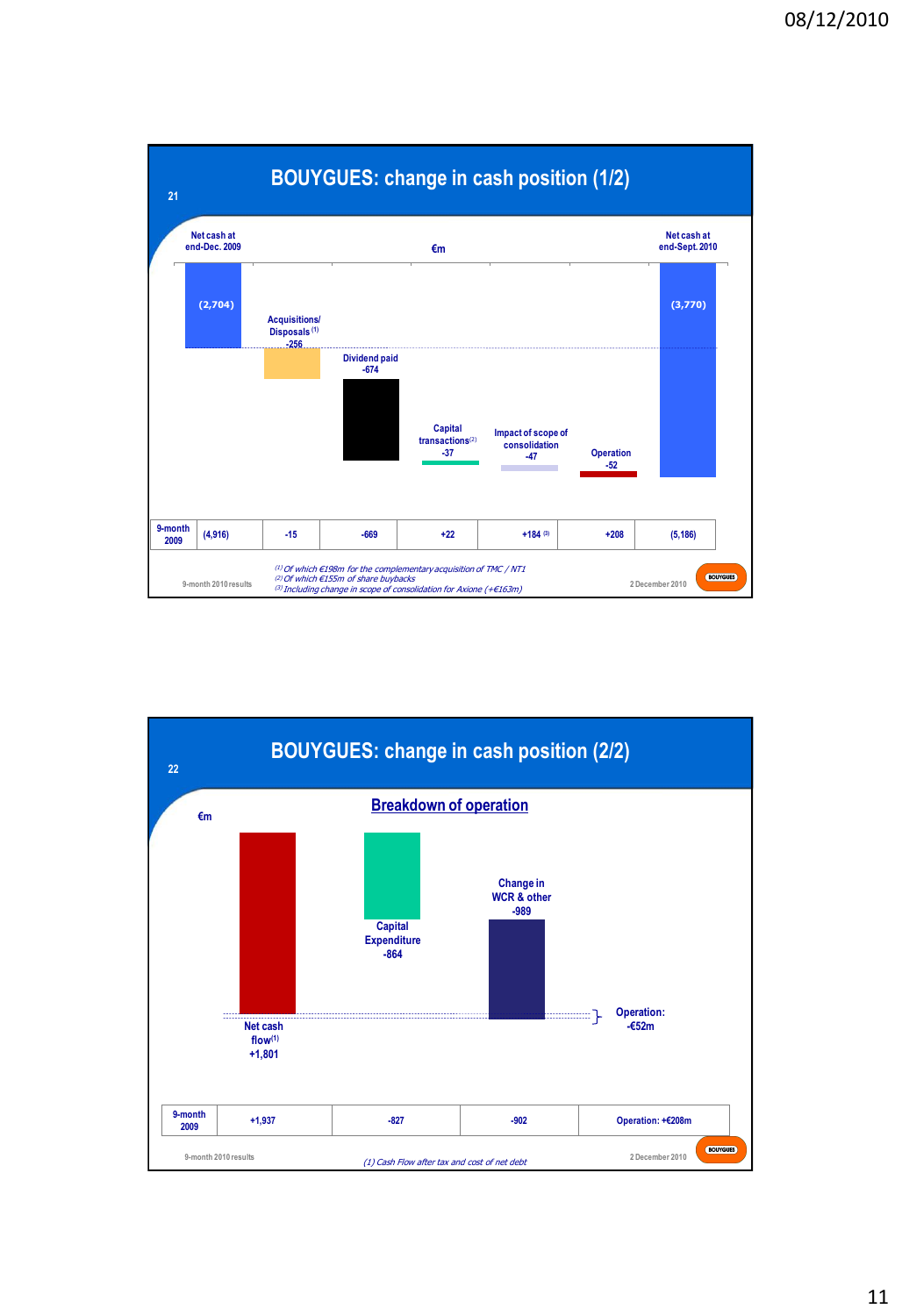## BOUYGUES: change in cash position (1/2)

€m

| | Net cash at end-Dec. 2009 | Acquisitions/ Disposals [1] | Dividend paid | Capital transactions[2] | Impact of scope of consolidation | Operation | Net cash at end-Sept. 2010 |
|---|---|---|---|---|---|---|---|
| 9-month 2010 | (2,704) | -256 | -674 | -37 | -47 | -52 | (3,770) |
| 9-month 2009 | (4,916) | -15 | -669 | +22 | +184 [3] | +208 | (5,186) |

[1] Of which €198m for the complementary acquisition of TMC / NT1
[2] Of which €155m of share buybacks
[3] Including change in scope of consolidation for Axione (+€163m)

9-month 2010 results — 2 December 2010

## BOUYGUES: change in cash position (2/2)

### Breakdown of operation

€m

| | Net cash flow[1] | Capital Expenditure | Change in WCR & other | Operation |
|---|---|---|---|---|
| 9-month 2010 | +1,801 | -864 | -989 | -€52m |
| 9-month 2009 | +1,937 | -827 | -902 | +€208m |

(1) Cash Flow after tax and cost of net debt

9-month 2010 results — 2 December 2010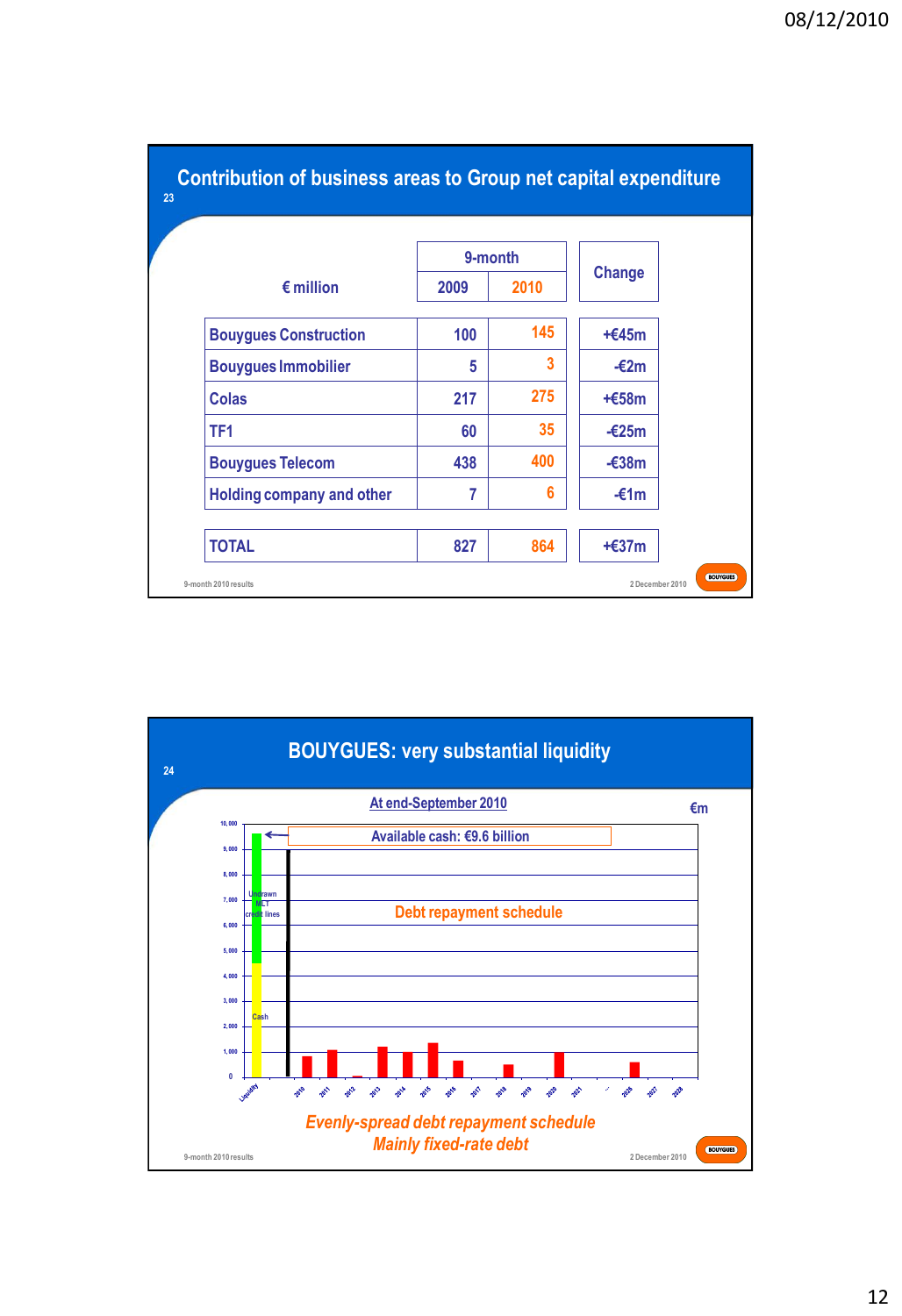## Contribution of business areas to Group net capital expenditure

| € million | 9-month 2009 | 9-month 2010 | Change |
|---|---|---|---|
| Bouygues Construction | 100 | 145 | +€45m |
| Bouygues Immobilier | 5 | 3 | -€2m |
| Colas | 217 | 275 | +€58m |
| TF1 | 60 | 35 | -€25m |
| Bouygues Telecom | 438 | 400 | -€38m |
| Holding company and other | 7 | 6 | -€1m |
| TOTAL | 827 | 864 | +€37m |

9-month 2010 results — 2 December 2010

## BOUYGUES: very substantial liquidity

At end-September 2010 — €m

Available cash: €9.6 billion

Debt repayment schedule

Liquidity: Cash; Undrawn MLT credit lines

Years: 2010, 2011, 2012, 2013, 2014, 2015, 2016, 2017, 2018, 2019, 2020, 2021, ..., 2026, 2027, 2028

*Evenly-spread debt repayment schedule*

*Mainly fixed-rate debt*

9-month 2010 results — 2 December 2010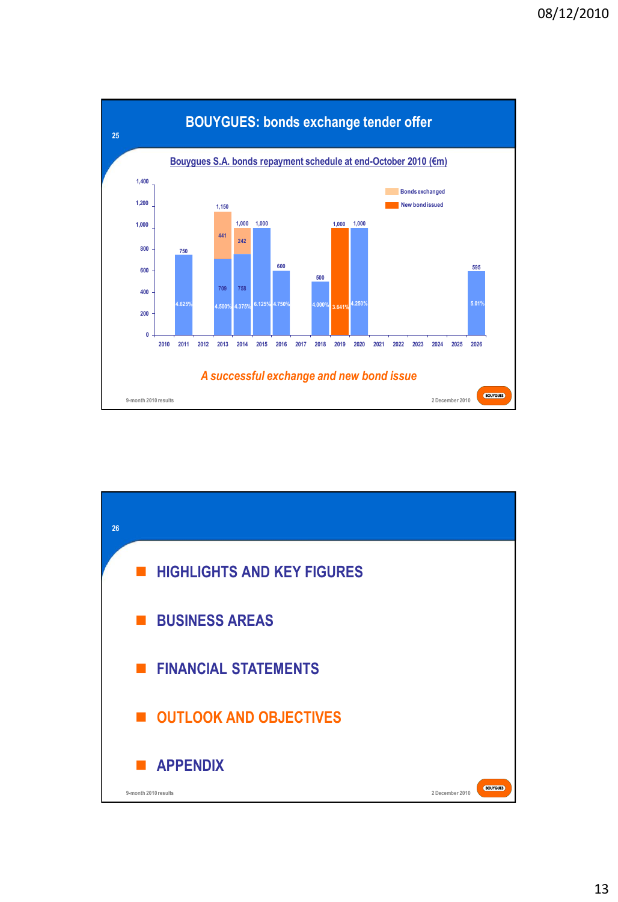## BOUYGUES: bonds exchange tender offer

**Bouygues S.A. bonds repayment schedule at end-October 2010 (€m)**

| Year | Amount (€m) | Bonds exchanged | New bond issued | Coupon |
|---|---|---|---|---|
| 2010 | | | | |
| 2011 | 750 | | | 4.625% |
| 2012 | | | | |
| 2013 | 1,150 (709) | 441 | | 4.500% |
| 2014 | 1,000 (758) | 242 | | 4.375% |
| 2015 | 1,000 | | | 6.125% |
| 2016 | 600 | | | 4.750% |
| 2017 | | | | |
| 2018 | 500 | | | 4.000% |
| 2019 | 1,000 | | 1,000 | 3.641% |
| 2020 | 1,000 | | | 4.250% |
| 2021 | | | | |
| 2022 | | | | |
| 2023 | | | | |
| 2024 | | | | |
| 2025 | | | | |
| 2026 | 595 | | | 5.01% |

*A successful exchange and new bond issue*

9-month 2010 results — 2 December 2010

---

- HIGHLIGHTS AND KEY FIGURES
- BUSINESS AREAS
- FINANCIAL STATEMENTS
- OUTLOOK AND OBJECTIVES
- APPENDIX

9-month 2010 results — 2 December 2010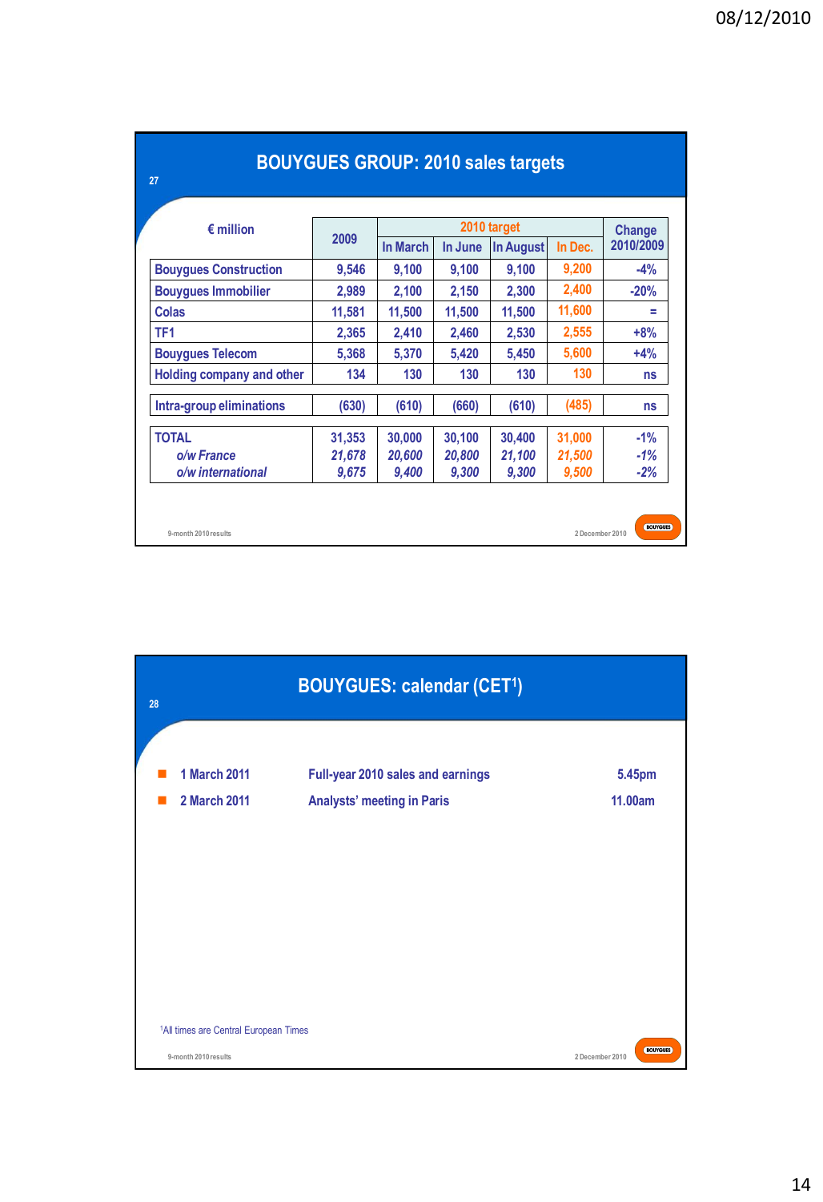## BOUYGUES GROUP: 2010 sales targets

| € million | 2009 | 2010 target | | | | Change 2010/2009 |
|---|---|---|---|---|---|---|
| | | In March | In June | In August | In Dec. | |
| Bouygues Construction | 9,546 | 9,100 | 9,100 | 9,100 | 9,200 | -4% |
| Bouygues Immobilier | 2,989 | 2,100 | 2,150 | 2,300 | 2,400 | -20% |
| Colas | 11,581 | 11,500 | 11,500 | 11,500 | 11,600 | = |
| TF1 | 2,365 | 2,410 | 2,460 | 2,530 | 2,555 | +8% |
| Bouygues Telecom | 5,368 | 5,370 | 5,420 | 5,450 | 5,600 | +4% |
| Holding company and other | 134 | 130 | 130 | 130 | 130 | ns |
| Intra-group eliminations | (630) | (610) | (660) | (610) | (485) | ns |
| TOTAL | 31,353 | 30,000 | 30,100 | 30,400 | 31,000 | -1% |
| *o/w France* | *21,678* | *20,600* | *20,800* | *21,100* | *21,500* | *-1%* |
| *o/w international* | *9,675* | *9,400* | *9,300* | *9,300* | *9,500* | *-2%* |

## BOUYGUES: calendar (CET[1])

- 1 March 2011 — Full-year 2010 sales and earnings — 5.45pm
- 2 March 2011 — Analysts' meeting in Paris — 11.00am

[1]All times are Central European Times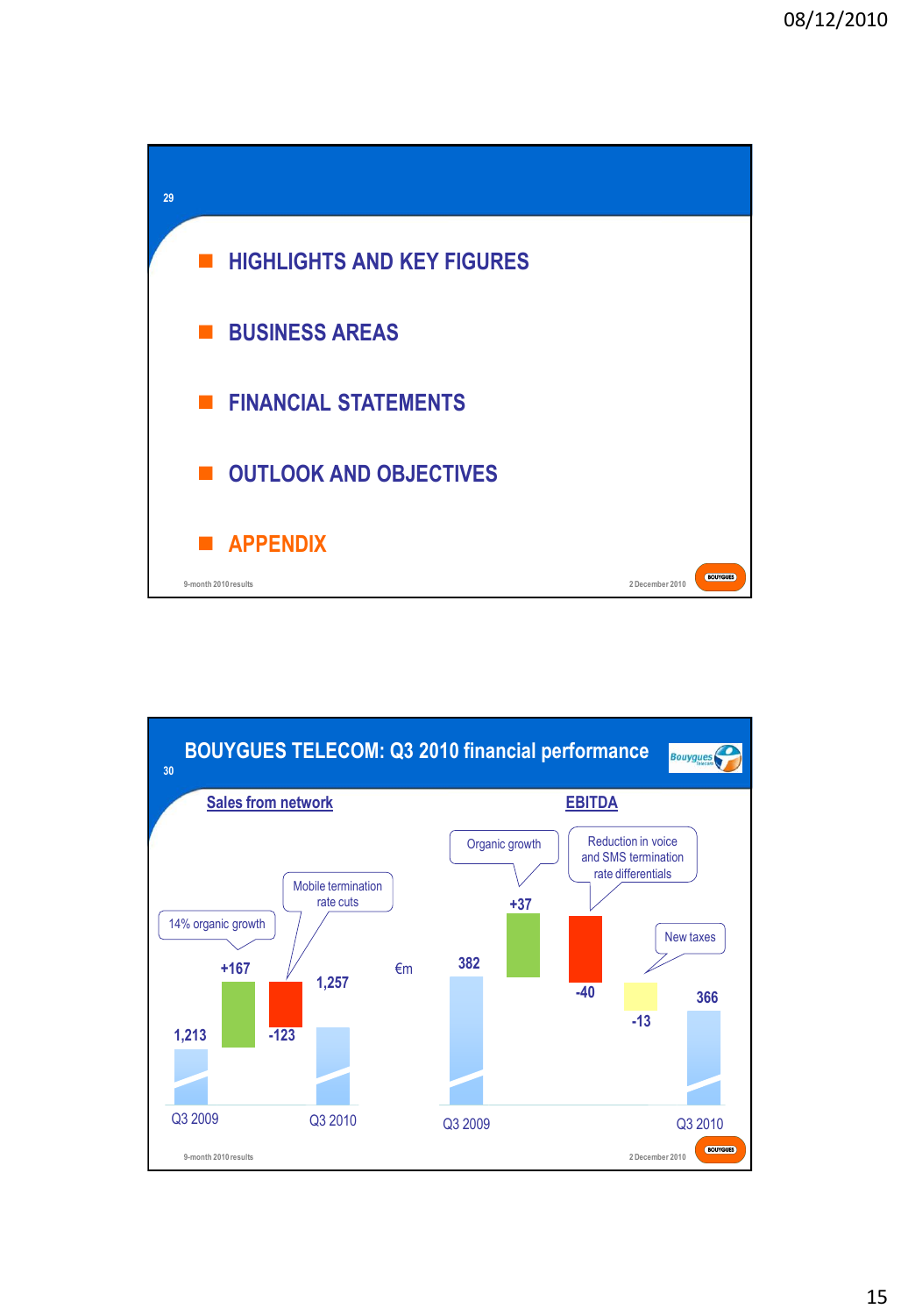## HIGHLIGHTS AND KEY FIGURES

## BUSINESS AREAS

## FINANCIAL STATEMENTS

## OUTLOOK AND OBJECTIVES

## APPENDIX

9-month 2010 results — 2 December 2010

---

## BOUYGUES TELECOM: Q3 2010 financial performance

**Sales from network**

€m

| | Value |
|---|---|
| Q3 2009 | 1,213 |
| 14% organic growth | +167 |
| Mobile termination rate cuts | -123 |
| Q3 2010 | 1,257 |

**EBITDA**

| | Value |
|---|---|
| Q3 2009 | 382 |
| Organic growth | +37 |
| Reduction in voice and SMS termination rate differentials | -40 |
| New taxes | -13 |
| Q3 2010 | 366 |

9-month 2010 results — 2 December 2010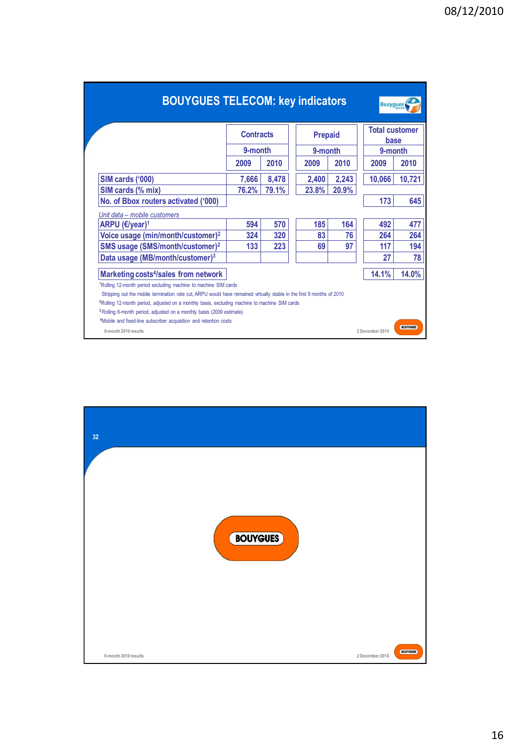## BOUYGUES TELECOM: key indicators

| | Contracts 9-month 2009 | Contracts 9-month 2010 | Prepaid 9-month 2009 | Prepaid 9-month 2010 | Total customer base 9-month 2009 | Total customer base 9-month 2010 |
|---|---|---|---|---|---|---|
| SIM cards ('000) | 7,666 | 8,478 | 2,400 | 2,243 | 10,066 | 10,721 |
| SIM cards (% mix) | 76.2% | 79.1% | 23.8% | 20.9% | | |
| No. of Bbox routers activated ('000) | | | | | 173 | 645 |
| *Unit data – mobile customers* | | | | | | |
| ARPU (€/year)[1] | 594 | 570 | 185 | 164 | 492 | 477 |
| Voice usage (min/month/customer)[2] | 324 | 320 | 83 | 76 | 264 | 264 |
| SMS usage (SMS/month/customer)[2] | 133 | 223 | 69 | 97 | 117 | 194 |
| Data usage (MB/month/customer)[3] | | | | | 27 | 78 |
| Marketing costs[4]/sales from network | | | | | 14.1% | 14.0% |

[1]Rolling 12-month period excluding machine to machine SIM cards
Stripping out the mobile termination rate cut, ARPU would have remained virtually stable in the first 9 months of 2010
[2]Rolling 12-month period, adjusted on a monthly basis, excluding machine to machine SIM cards
[3]Rolling 6-month period, adjusted on a monthly basis (2009 estimate)
[4]Mobile and fixed-line subscriber acquisition and retention costs

9-month 2010 results — 2 December 2010

32

BOUYGUES

9-month 2010 results — 2 December 2010